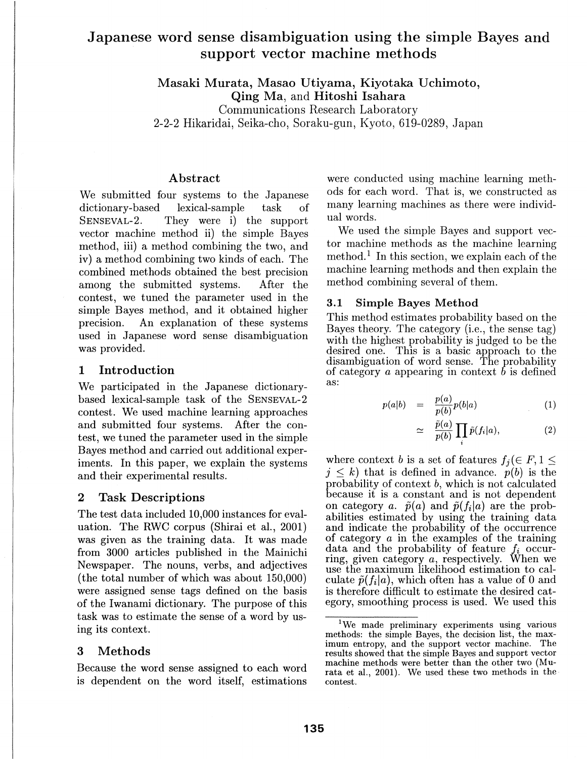# Japanese word sense disambiguation using the simple Bayes and support vector machine methods

**Masaki Murata, Masao Utiyama, Kiyotaka Uchimoto, Qing Ma,** and **Hitoshi Isahara**
Communications Research Laboratory
2-2-2 Hikaridai, Seika-cho, Soraku-gun, Kyoto, 619-0289, Japan

## Abstract

We submitted four systems to the Japanese dictionary-based lexical-sample task of SENSEVAL-2. They were i) the support vector machine method ii) the simple Bayes method, iii) a method combining the two, and iv) a method combining two kinds of each. The combined methods obtained the best precision among the submitted systems. After the contest, we tuned the parameter used in the simple Bayes method, and it obtained higher precision. An explanation of these systems used in Japanese word sense disambiguation was provided.

## 1 Introduction

We participated in the Japanese dictionary-based lexical-sample task of the SENSEVAL-2 contest. We used machine learning approaches and submitted four systems. After the contest, we tuned the parameter used in the simple Bayes method and carried out additional experiments. In this paper, we explain the systems and their experimental results.

## 2 Task Descriptions

The test data included 10,000 instances for evaluation. The RWC corpus (Shirai et al., 2001) was given as the training data. It was made from 3000 articles published in the Mainichi Newspaper. The nouns, verbs, and adjectives (the total number of which was about 150,000) were assigned sense tags defined on the basis of the Iwanami dictionary. The purpose of this task was to estimate the sense of a word by using its context.

## 3 Methods

Because the word sense assigned to each word is dependent on the word itself, estimations were conducted using machine learning methods for each word. That is, we constructed as many learning machines as there were individual words.

We used the simple Bayes and support vector machine methods as the machine learning method.[1] In this section, we explain each of the machine learning methods and then explain the method combining several of them.

### 3.1 Simple Bayes Method

This method estimates probability based on the Bayes theory. The category (i.e., the sense tag) with the highest probability is judged to be the desired one. This is a basic approach to the disambiguation of word sense. The probability of category $a$ appearing in context $b$ is defined as:

$$p(a|b) = \frac{p(a)}{p(b)} p(b|a) \quad (1)$$

$$\simeq \frac{\tilde{p}(a)}{p(b)} \prod_i \tilde{p}(f_i|a), \quad (2)$$

where context $b$ is a set of features $f_j (\in F, 1 \leq j \leq k)$ that is defined in advance. $p(b)$ is the probability of context $b$, which is not calculated because it is a constant and is not dependent on category $a$. $\tilde{p}(a)$ and $\tilde{p}(f_i|a)$ are the probabilities estimated by using the training data and indicate the probability of the occurrence of category $a$ in the examples of the training data and the probability of feature $f_i$ occurring, given category $a$, respectively. When we use the maximum likelihood estimation to calculate $\tilde{p}(f_i|a)$, which often has a value of 0 and is therefore difficult to estimate the desired category, smoothing process is used. We used this

[1] We made preliminary experiments using various methods: the simple Bayes, the decision list, the maximum entropy, and the support vector machine. The results showed that the simple Bayes and support vector machine methods were better than the other two (Murata et al., 2001). We used these two methods in the contest.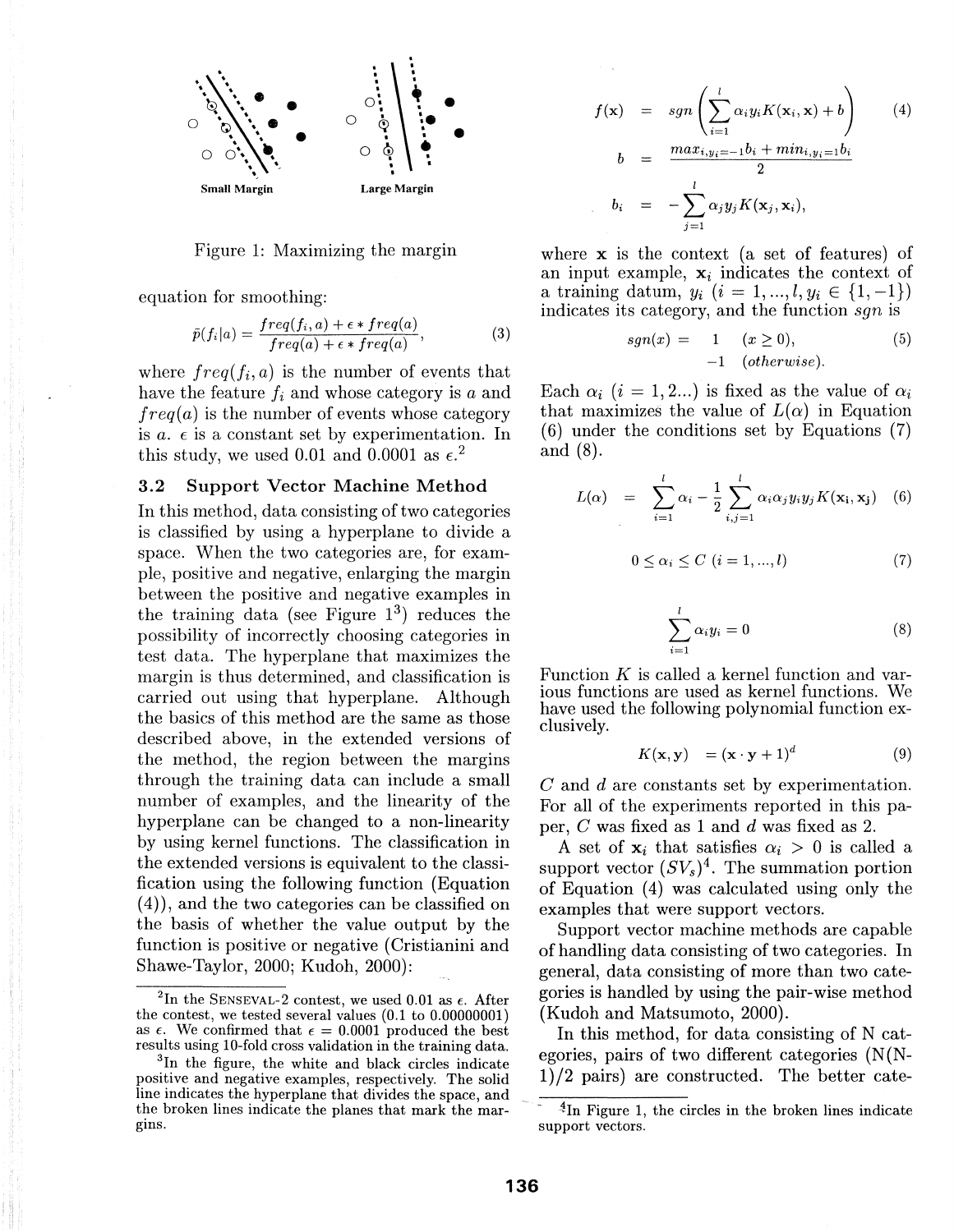Small Margin    Large Margin

Figure 1: Maximizing the margin

equation for smoothing:

$$\tilde{p}(f_i|a) = \frac{freq(f_i, a) + \epsilon * freq(a)}{freq(a) + \epsilon * freq(a)}, \quad (3)$$

where $freq(f_i, a)$ is the number of events that have the feature $f_i$ and whose category is $a$ and $freq(a)$ is the number of events whose category is $a$. $\epsilon$ is a constant set by experimentation. In this study, we used 0.01 and 0.0001 as $\epsilon$.[2]

### 3.2 Support Vector Machine Method

In this method, data consisting of two categories is classified by using a hyperplane to divide a space. When the two categories are, for example, positive and negative, enlarging the margin between the positive and negative examples in the training data (see Figure 1[3]) reduces the possibility of incorrectly choosing categories in test data. The hyperplane that maximizes the margin is thus determined, and classification is carried out using that hyperplane. Although the basics of this method are the same as those described above, in the extended versions of the method, the region between the margins through the training data can include a small number of examples, and the linearity of the hyperplane can be changed to a non-linearity by using kernel functions. The classification in the extended versions is equivalent to the classification using the following function (Equation (4)), and the two categories can be classified on the basis of whether the value output by the function is positive or negative (Cristianini and Shawe-Taylor, 2000; Kudoh, 2000):

$$f(\mathbf{x}) = sgn\left(\sum_{i=1}^{l} \alpha_i y_i K(\mathbf{x}_i, \mathbf{x}) + b\right) \quad (4)$$

$$b = \frac{max_{i, y_i=-1} b_i + min_{i, y_i=1} b_i}{2}$$

$$b_i = -\sum_{j=1}^{l} \alpha_j y_j K(\mathbf{x}_j, \mathbf{x}_i),$$

where $\mathbf{x}$ is the context (a set of features) of an input example, $\mathbf{x}_i$ indicates the context of a training datum, $y_i$ $(i = 1, ..., l, y_i \in \{1, -1\})$ indicates its category, and the function $sgn$ is

$$sgn(x) = \begin{cases} 1 & (x \geq 0), \\ -1 & (otherwise). \end{cases} \quad (5)$$

Each $\alpha_i$ $(i = 1, 2...)$ is fixed as the value of $\alpha_i$ that maximizes the value of $L(\alpha)$ in Equation (6) under the conditions set by Equations (7) and (8).

$$L(\alpha) = \sum_{i=1}^{l} \alpha_i - \frac{1}{2} \sum_{i,j=1}^{l} \alpha_i \alpha_j y_i y_j K(\mathbf{x_i}, \mathbf{x_j}) \quad (6)$$

$$0 \leq \alpha_i \leq C \; (i = 1, ..., l) \quad (7)$$

$$\sum_{i=1}^{l} \alpha_i y_i = 0 \quad (8)$$

Function $K$ is called a kernel function and various functions are used as kernel functions. We have used the following polynomial function exclusively.

$$K(\mathbf{x}, \mathbf{y}) = (\mathbf{x} \cdot \mathbf{y} + 1)^d \quad (9)$$

$C$ and $d$ are constants set by experimentation. For all of the experiments reported in this paper, $C$ was fixed as 1 and $d$ was fixed as 2.

A set of $\mathbf{x}_i$ that satisfies $\alpha_i > 0$ is called a support vector ($SV_s$)[4]. The summation portion of Equation (4) was calculated using only the examples that were support vectors.

Support vector machine methods are capable of handling data consisting of two categories. In general, data consisting of more than two categories is handled by using the pair-wise method (Kudoh and Matsumoto, 2000).

In this method, for data consisting of N categories, pairs of two different categories (N(N-1)/2 pairs) are constructed. The better cate-

---

[2] In the SENSEVAL-2 contest, we used 0.01 as $\epsilon$. After the contest, we tested several values (0.1 to 0.00000001) as $\epsilon$. We confirmed that $\epsilon = 0.0001$ produced the best results using 10-fold cross validation in the training data.

[3] In the figure, the white and black circles indicate positive and negative examples, respectively. The solid line indicates the hyperplane that divides the space, and the broken lines indicate the planes that mark the margins.

[4] In Figure 1, the circles in the broken lines indicate support vectors.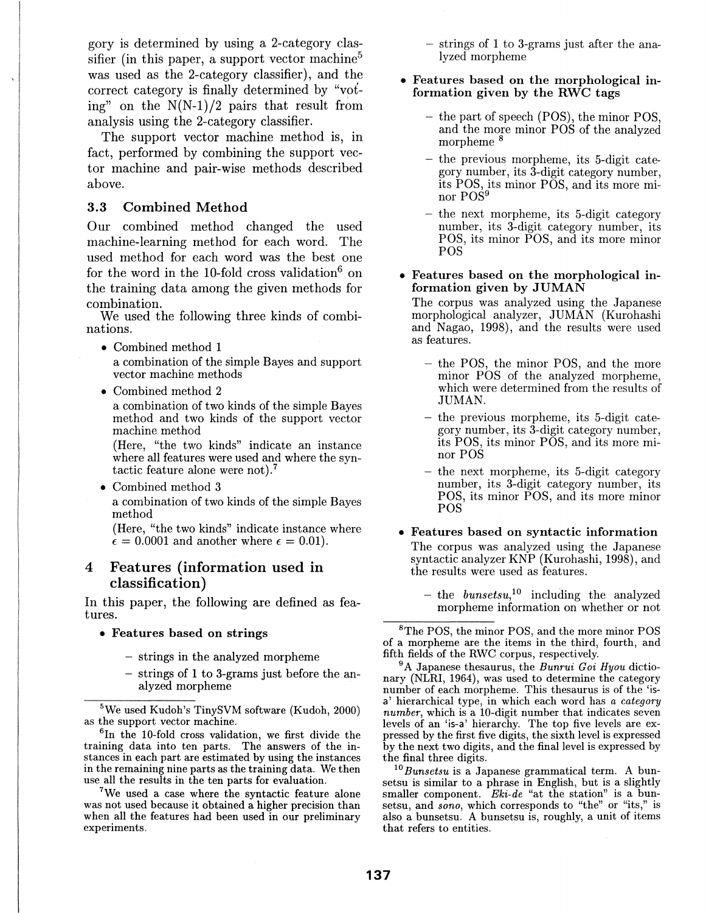gory is determined by using a 2-category classifier (in this paper, a support vector machine[5] was used as the 2-category classifier), and the correct category is finally determined by "voting" on the N(N-1)/2 pairs that result from analysis using the 2-category classifier.

The support vector machine method is, in fact, performed by combining the support vector machine and pair-wise methods described above.

### 3.3 Combined Method

Our combined method changed the used machine-learning method for each word. The used method for each word was the best one for the word in the 10-fold cross validation[6] on the training data among the given methods for combination.

We used the following three kinds of combinations.

- Combined method 1
  a combination of the simple Bayes and support vector machine methods
- Combined method 2
  a combination of two kinds of the simple Bayes method and two kinds of the support vector machine method
  (Here, "the two kinds" indicate an instance where all features were used and where the syntactic feature alone were not).[7]
- Combined method 3
  a combination of two kinds of the simple Bayes method
  (Here, "the two kinds" indicate instance where $\epsilon = 0.0001$ and another where $\epsilon = 0.01$).

## 4 Features (information used in classification)

In this paper, the following are defined as features.

- **Features based on strings**
  - strings in the analyzed morpheme
  - strings of 1 to 3-grams just before the analyzed morpheme
  - strings of 1 to 3-grams just after the analyzed morpheme
- **Features based on the morphological information given by the RWC tags**
  - the part of speech (POS), the minor POS, and the more minor POS of the analyzed morpheme [8]
  - the previous morpheme, its 5-digit category number, its 3-digit category number, its POS, its minor POS, and its more minor POS[9]
  - the next morpheme, its 5-digit category number, its 3-digit category number, its POS, its minor POS, and its more minor POS
- **Features based on the morphological information given by JUMAN**
  The corpus was analyzed using the Japanese morphological analyzer, JUMAN (Kurohashi and Nagao, 1998), and the results were used as features.
  - the POS, the minor POS, and the more minor POS of the analyzed morpheme, which were determined from the results of JUMAN.
  - the previous morpheme, its 5-digit category number, its 3-digit category number, its POS, its minor POS, and its more minor POS
  - the next morpheme, its 5-digit category number, its 3-digit category number, its POS, its minor POS, and its more minor POS
- **Features based on syntactic information**
  The corpus was analyzed using the Japanese syntactic analyzer KNP (Kurohashi, 1998), and the results were used as features.
  - the *bunsetsu*,[10] including the analyzed morpheme information on whether or not

---

[5] We used Kudoh's TinySVM software (Kudoh, 2000) as the support vector machine.

[6] In the 10-fold cross validation, we first divide the training data into ten parts. The answers of the instances in each part are estimated by using the instances in the remaining nine parts as the training data. We then use all the results in the ten parts for evaluation.

[7] We used a case where the syntactic feature alone was not used because it obtained a higher precision than when all the features had been used in our preliminary experiments.

[8] The POS, the minor POS, and the more minor POS of a morpheme are the items in the third, fourth, and fifth fields of the RWC corpus, respectively.

[9] A Japanese thesaurus, the *Bunrui Goi Hyou* dictionary (NLRI, 1964), was used to determine the category number of each morpheme. This thesaurus is of the 'is-a' hierarchical type, in which each word has *a category number*, which is a 10-digit number that indicates seven levels of an 'is-a' hierarchy. The top five levels are expressed by the first five digits, the sixth level is expressed by the next two digits, and the final level is expressed by the final three digits.

[10] *Bunsetsu* is a Japanese grammatical term. A bunsetsu is similar to a phrase in English, but is a slightly smaller component. *Eki-de* "at the station" is a bunsetsu, and *sono*, which corresponds to "the" or "its," is also a bunsetsu. A bunsetsu is, roughly, a unit of items that refers to entities.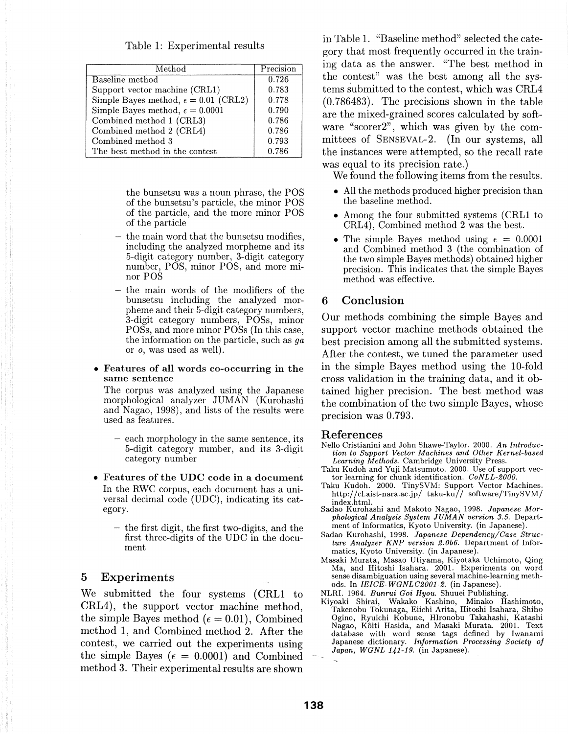Table 1: Experimental results

| Method | Precision |
|---|---|
| Baseline method | 0.726 |
| Support vector machine (CRL1) | 0.783 |
| Simple Bayes method, $\epsilon = 0.01$ (CRL2) | 0.778 |
| Simple Bayes method, $\epsilon = 0.0001$ | 0.790 |
| Combined method 1 (CRL3) | 0.786 |
| Combined method 2 (CRL4) | 0.786 |
| Combined method 3 | 0.793 |
| The best method in the contest | 0.786 |

the bunsetsu was a noun phrase, the POS of the bunsetsu's particle, the minor POS of the particle, and the more minor POS of the particle

- the main word that the bunsetsu modifies, including the analyzed morpheme and its 5-digit category number, 3-digit category number, POS, minor POS, and more minor POS
- the main words of the modifiers of the bunsetsu including the analyzed morpheme and their 5-digit category numbers, 3-digit category numbers, POSs, minor POSs, and more minor POSs (In this case, the information on the particle, such as *ga* or *o*, was used as well).

- **Features of all words co-occurring in the same sentence**

  The corpus was analyzed using the Japanese morphological analyzer JUMAN (Kurohashi and Nagao, 1998), and lists of the results were used as features.

  - each morphology in the same sentence, its 5-digit category number, and its 3-digit category number

- **Features of the UDC code in a document**

  In the RWC corpus, each document has a universal decimal code (UDC), indicating its category.

  - the first digit, the first two-digits, and the first three-digits of the UDC in the document

## 5 Experiments

We submitted the four systems (CRL1 to CRL4), the support vector machine method, the simple Bayes method ($\epsilon = 0.01$), Combined method 1, and Combined method 2. After the contest, we carried out the experiments using the simple Bayes ($\epsilon = 0.0001$) and Combined method 3. Their experimental results are shown in Table 1. "Baseline method" selected the category that most frequently occurred in the training data as the answer. "The best method in the contest" was the best among all the systems submitted to the contest, which was CRL4 (0.786483). The precisions shown in the table are the mixed-grained scores calculated by software "scorer2", which was given by the committees of SENSEVAL-2. (In our systems, all the instances were attempted, so the recall rate was equal to its precision rate.)

We found the following items from the results.

- All the methods produced higher precision than the baseline method.
- Among the four submitted systems (CRL1 to CRL4), Combined method 2 was the best.
- The simple Bayes method using $\epsilon = 0.0001$ and Combined method 3 (the combination of the two simple Bayes methods) obtained higher precision. This indicates that the simple Bayes method was effective.

## 6 Conclusion

Our methods combining the simple Bayes and support vector machine methods obtained the best precision among all the submitted systems. After the contest, we tuned the parameter used in the simple Bayes method using the 10-fold cross validation in the training data, and it obtained higher precision. The best method was the combination of the two simple Bayes, whose precision was 0.793.

## References

Nello Cristianini and John Shawe-Taylor. 2000. *An Introduction to Support Vector Machines and Other Kernel-based Learning Methods*. Cambridge University Press.

Taku Kudoh and Yuji Matsumoto. 2000. Use of support vector learning for chunk identification. *CoNLL-2000*.

Taku Kudoh. 2000. TinySVM: Support Vector Machines. http://cl.aist-nara.ac.jp/ taku-ku// software/TinySVM/ index.html.

Sadao Kurohashi and Makoto Nagao, 1998. *Japanese Morphological Analysis System JUMAN version 3.5*. Department of Informatics, Kyoto University. (in Japanese).

Sadao Kurohashi, 1998. *Japanese Dependency/Case Structure Analyzer KNP version 2.0b6*. Department of Informatics, Kyoto University. (in Japanese).

Masaki Murata, Masao Utiyama, Kiyotaka Uchimoto, Qing Ma, and Hitoshi Isahara. 2001. Experiments on word sense disambiguation using several machine-learning methods. In *IEICE-WGNLC2001-2*. (in Japanese).

NLRI. 1964. *Bunrui Goi Hyou*. Shuuei Publishing.

Kiyoaki Shirai, Wakako Kashino, Minako Hashimoto, Takenobu Tokunaga, Eiichi Arita, Hitoshi Isahara, Shiho Ogino, Ryuichi Kobune, HIronobu Takahashi, Katashi Nagao, Kôiti Hasida, and Masaki Murata. 2001. Text database with word sense tags defined by Iwanami Japanese dictionary. *Information Processing Society of Japan, WGNL 141-19*. (in Japanese).